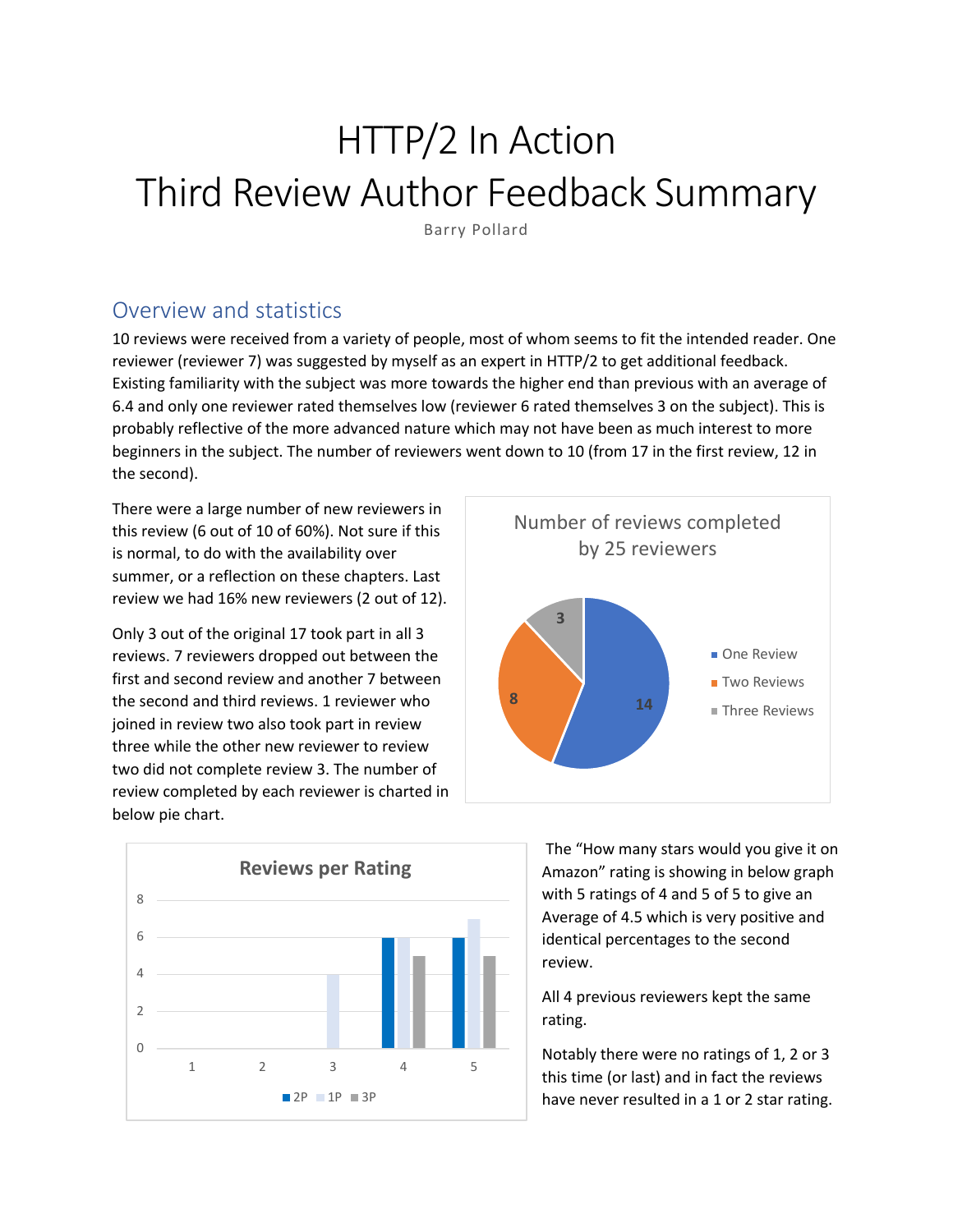# HTTP/2 In Action
# Third Review Author Feedback Summary

Barry Pollard

## Overview and statistics

10 reviews were received from a variety of people, most of whom seems to fit the intended reader. One reviewer (reviewer 7) was suggested by myself as an expert in HTTP/2 to get additional feedback. Existing familiarity with the subject was more towards the higher end than previous with an average of 6.4 and only one reviewer rated themselves low (reviewer 6 rated themselves 3 on the subject). This is probably reflective of the more advanced nature which may not have been as much interest to more beginners in the subject. The number of reviewers went down to 10 (from 17 in the first review, 12 in the second).

There were a large number of new reviewers in this review (6 out of 10 of 60%). Not sure if this is normal, to do with the availability over summer, or a reflection on these chapters. Last review we had 16% new reviewers (2 out of 12).

Only 3 out of the original 17 took part in all 3 reviews. 7 reviewers dropped out between the first and second review and another 7 between the second and third reviews. 1 reviewer who joined in review two also took part in review three while the other new reviewer to review two did not complete review 3. The number of review completed by each reviewer is charted in below pie chart.

Number of reviews completed by 25 reviewers

| Reviews completed | Reviewers |
| --- | --- |
| One Review | 14 |
| Two Reviews | 8 |
| Three Reviews | 3 |

Reviews per Rating

| Rating | 2P | 1P | 3P |
| --- | --- | --- | --- |
| 1 | 0 | 0 | 0 |
| 2 | 0 | 0 | 0 |
| 3 | 0 | 4 | 0 |
| 4 | 6 | 6 | 5 |
| 5 | 6 | 7 | 5 |

The "How many stars would you give it on Amazon" rating is showing in below graph with 5 ratings of 4 and 5 of 5 to give an Average of 4.5 which is very positive and identical percentages to the second review.

All 4 previous reviewers kept the same rating.

Notably there were no ratings of 1, 2 or 3 this time (or last) and in fact the reviews have never resulted in a 1 or 2 star rating.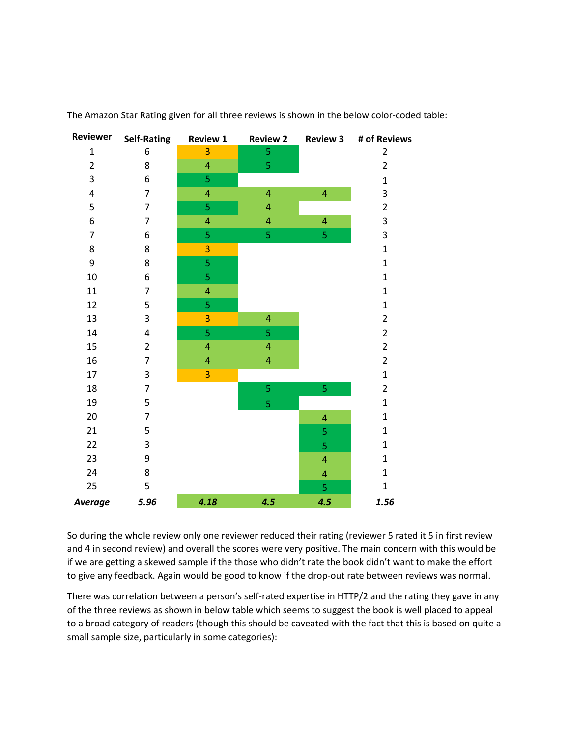The Amazon Star Rating given for all three reviews is shown in the below color-coded table:

| Reviewer | Self-Rating | Review 1 | Review 2 | Review 3 | # of Reviews |
|---|---|---|---|---|---|
| 1 | 6 | 3 | 5 | | 2 |
| 2 | 8 | 4 | 5 | | 2 |
| 3 | 6 | 5 | | | 1 |
| 4 | 7 | 4 | 4 | 4 | 3 |
| 5 | 7 | 5 | 4 | | 2 |
| 6 | 7 | 4 | 4 | 4 | 3 |
| 7 | 6 | 5 | 5 | 5 | 3 |
| 8 | 8 | 3 | | | 1 |
| 9 | 8 | 5 | | | 1 |
| 10 | 6 | 5 | | | 1 |
| 11 | 7 | 4 | | | 1 |
| 12 | 5 | 5 | | | 1 |
| 13 | 3 | 3 | 4 | | 2 |
| 14 | 4 | 5 | 5 | | 2 |
| 15 | 2 | 4 | 4 | | 2 |
| 16 | 7 | 4 | 4 | | 2 |
| 17 | 3 | 3 | | | 1 |
| 18 | 7 | | 5 | 5 | 2 |
| 19 | 5 | | 5 | | 1 |
| 20 | 7 | | | 4 | 1 |
| 21 | 5 | | | 5 | 1 |
| 22 | 3 | | | 5 | 1 |
| 23 | 9 | | | 4 | 1 |
| 24 | 8 | | | 4 | 1 |
| 25 | 5 | | | 5 | 1 |
| ***Average*** | ***5.96*** | ***4.18*** | ***4.5*** | ***4.5*** | ***1.56*** |

So during the whole review only one reviewer reduced their rating (reviewer 5 rated it 5 in first review and 4 in second review) and overall the scores were very positive. The main concern with this would be if we are getting a skewed sample if the those who didn't rate the book didn't want to make the effort to give any feedback. Again would be good to know if the drop-out rate between reviews was normal.

There was correlation between a person's self-rated expertise in HTTP/2 and the rating they gave in any of the three reviews as shown in below table which seems to suggest the book is well placed to appeal to a broad category of readers (though this should be caveated with the fact that this is based on quite a small sample size, particularly in some categories):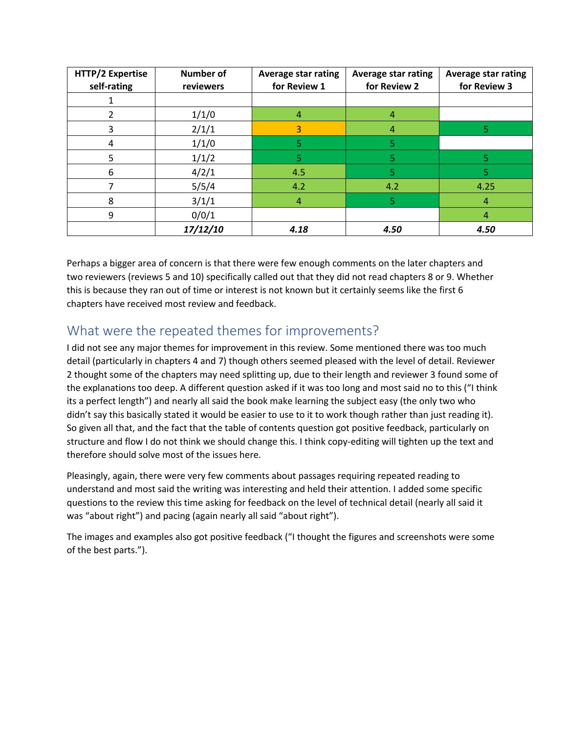| HTTP/2 Expertise self-rating | Number of reviewers | Average star rating for Review 1 | Average star rating for Review 2 | Average star rating for Review 3 |
|---|---|---|---|---|
| 1 | | | | |
| 2 | 1/1/0 | 4 | 4 | |
| 3 | 2/1/1 | 3 | 4 | 5 |
| 4 | 1/1/0 | 5 | 5 | |
| 5 | 1/1/2 | 5 | 5 | 5 |
| 6 | 4/2/1 | 4.5 | 5 | 5 |
| 7 | 5/5/4 | 4.2 | 4.2 | 4.25 |
| 8 | 3/1/1 | 4 | 5 | 4 |
| 9 | 0/0/1 | | | 4 |
| | ***17/12/10*** | ***4.18*** | ***4.50*** | ***4.50*** |

Perhaps a bigger area of concern is that there were few enough comments on the later chapters and two reviewers (reviews 5 and 10) specifically called out that they did not read chapters 8 or 9. Whether this is because they ran out of time or interest is not known but it certainly seems like the first 6 chapters have received most review and feedback.

## What were the repeated themes for improvements?

I did not see any major themes for improvement in this review. Some mentioned there was too much detail (particularly in chapters 4 and 7) though others seemed pleased with the level of detail. Reviewer 2 thought some of the chapters may need splitting up, due to their length and reviewer 3 found some of the explanations too deep. A different question asked if it was too long and most said no to this ("I think its a perfect length") and nearly all said the book make learning the subject easy (the only two who didn't say this basically stated it would be easier to use to it to work though rather than just reading it). So given all that, and the fact that the table of contents question got positive feedback, particularly on structure and flow I do not think we should change this. I think copy-editing will tighten up the text and therefore should solve most of the issues here.

Pleasingly, again, there were very few comments about passages requiring repeated reading to understand and most said the writing was interesting and held their attention. I added some specific questions to the review this time asking for feedback on the level of technical detail (nearly all said it was "about right") and pacing (again nearly all said "about right").

The images and examples also got positive feedback ("I thought the figures and screenshots were some of the best parts.").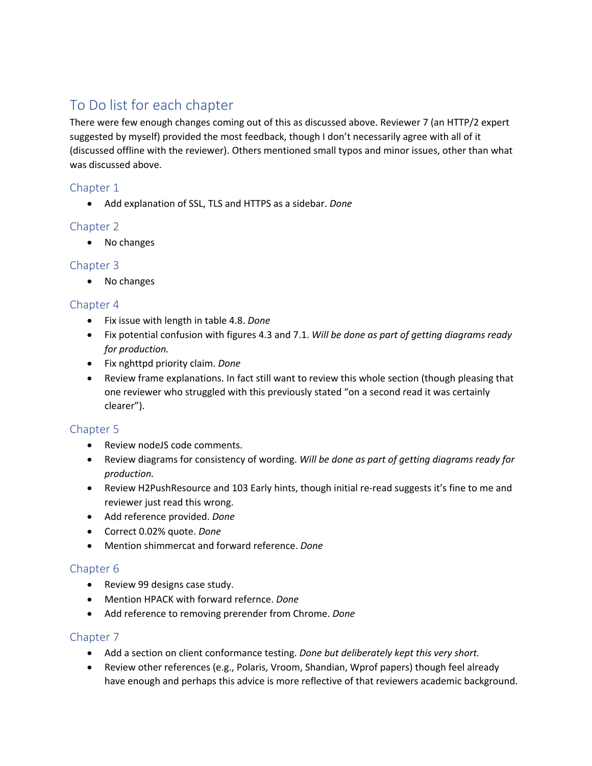## To Do list for each chapter

There were few enough changes coming out of this as discussed above. Reviewer 7 (an HTTP/2 expert suggested by myself) provided the most feedback, though I don't necessarily agree with all of it (discussed offline with the reviewer). Others mentioned small typos and minor issues, other than what was discussed above.

### Chapter 1

- Add explanation of SSL, TLS and HTTPS as a sidebar. *Done*

### Chapter 2

- No changes

### Chapter 3

- No changes

### Chapter 4

- Fix issue with length in table 4.8. *Done*
- Fix potential confusion with figures 4.3 and 7.1. *Will be done as part of getting diagrams ready for production.*
- Fix nghttpd priority claim. *Done*
- Review frame explanations. In fact still want to review this whole section (though pleasing that one reviewer who struggled with this previously stated "on a second read it was certainly clearer").

### Chapter 5

- Review nodeJS code comments.
- Review diagrams for consistency of wording. *Will be done as part of getting diagrams ready for production.*
- Review H2PushResource and 103 Early hints, though initial re-read suggests it's fine to me and reviewer just read this wrong.
- Add reference provided. *Done*
- Correct 0.02% quote. *Done*
- Mention shimmercat and forward reference. *Done*

### Chapter 6

- Review 99 designs case study.
- Mention HPACK with forward refernce. *Done*
- Add reference to removing prerender from Chrome. *Done*

### Chapter 7

- Add a section on client conformance testing. *Done but deliberately kept this very short.*
- Review other references (e.g., Polaris, Vroom, Shandian, Wprof papers) though feel already have enough and perhaps this advice is more reflective of that reviewers academic background.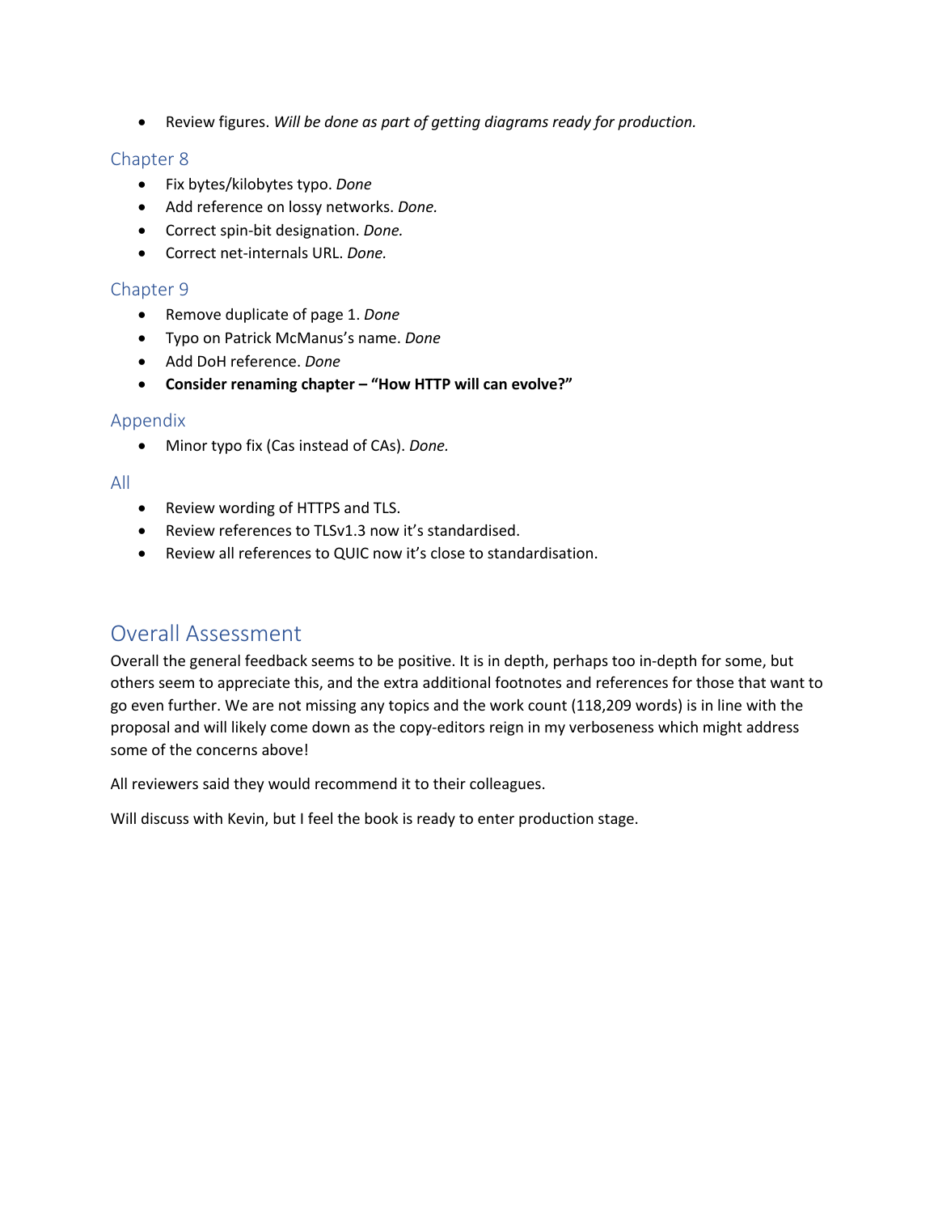- Review figures. *Will be done as part of getting diagrams ready for production.*

## Chapter 8

- Fix bytes/kilobytes typo. *Done*
- Add reference on lossy networks. *Done.*
- Correct spin-bit designation. *Done.*
- Correct net-internals URL. *Done.*

## Chapter 9

- Remove duplicate of page 1. *Done*
- Typo on Patrick McManus's name. *Done*
- Add DoH reference. *Done*
- **Consider renaming chapter – "How HTTP will can evolve?"**

## Appendix

- Minor typo fix (Cas instead of CAs). *Done.*

## All

- Review wording of HTTPS and TLS.
- Review references to TLSv1.3 now it's standardised.
- Review all references to QUIC now it's close to standardisation.

# Overall Assessment

Overall the general feedback seems to be positive. It is in depth, perhaps too in-depth for some, but others seem to appreciate this, and the extra additional footnotes and references for those that want to go even further. We are not missing any topics and the work count (118,209 words) is in line with the proposal and will likely come down as the copy-editors reign in my verboseness which might address some of the concerns above!

All reviewers said they would recommend it to their colleagues.

Will discuss with Kevin, but I feel the book is ready to enter production stage.